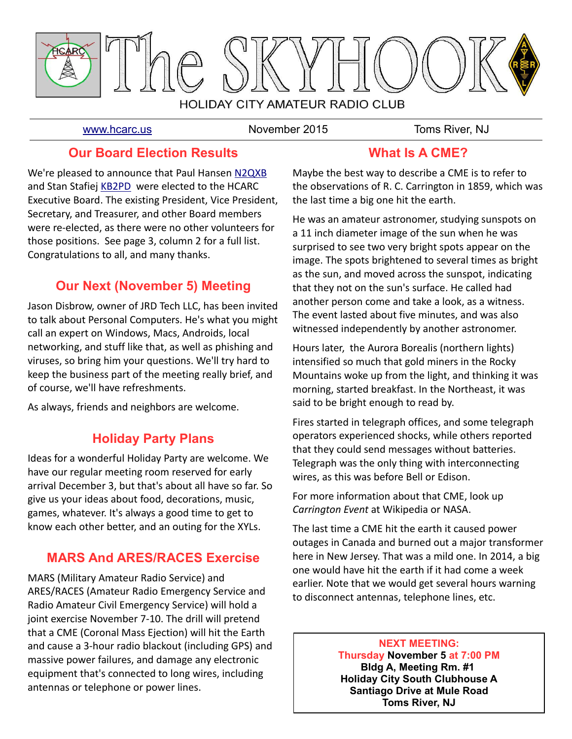# The SKYHOOK

HOLIDAY CITY AMATEUR RADIO CLUB

www.hcarc.us | November 2015 | Toms River, NJ

## Our Board Election Results

We're pleased to announce that Paul Hansen N2QXB and Stan Stafiej KB2PD were elected to the HCARC Executive Board. The existing President, Vice President, Secretary, and Treasurer, and other Board members were re-elected, as there were no other volunteers for those positions. See page 3, column 2 for a full list. Congratulations to all, and many thanks.

## Our Next (November 5) Meeting

Jason Disbrow, owner of JRD Tech LLC, has been invited to talk about Personal Computers. He's what you might call an expert on Windows, Macs, Androids, local networking, and stuff like that, as well as phishing and viruses, so bring him your questions. We'll try hard to keep the business part of the meeting really brief, and of course, we'll have refreshments.

As always, friends and neighbors are welcome.

## Holiday Party Plans

Ideas for a wonderful Holiday Party are welcome. We have our regular meeting room reserved for early arrival December 3, but that's about all have so far. So give us your ideas about food, decorations, music, games, whatever. It's always a good time to get to know each other better, and an outing for the XYLs.

## MARS And ARES/RACES Exercise

MARS (Military Amateur Radio Service) and ARES/RACES (Amateur Radio Emergency Service and Radio Amateur Civil Emergency Service) will hold a joint exercise November 7-10. The drill will pretend that a CME (Coronal Mass Ejection) will hit the Earth and cause a 3-hour radio blackout (including GPS) and massive power failures, and damage any electronic equipment that's connected to long wires, including antennas or telephone or power lines.

## What Is A CME?

Maybe the best way to describe a CME is to refer to the observations of R. C. Carrington in 1859, which was the last time a big one hit the earth.

He was an amateur astronomer, studying sunspots on a 11 inch diameter image of the sun when he was surprised to see two very bright spots appear on the image. The spots brightened to several times as bright as the sun, and moved across the sunspot, indicating that they not on the sun's surface. He called had another person come and take a look, as a witness. The event lasted about five minutes, and was also witnessed independently by another astronomer.

Hours later, the Aurora Borealis (northern lights) intensified so much that gold miners in the Rocky Mountains woke up from the light, and thinking it was morning, started breakfast. In the Northeast, it was said to be bright enough to read by.

Fires started in telegraph offices, and some telegraph operators experienced shocks, while others reported that they could send messages without batteries. Telegraph was the only thing with interconnecting wires, as this was before Bell or Edison.

For more information about that CME, look up *Carrington Event* at Wikipedia or NASA.

The last time a CME hit the earth it caused power outages in Canada and burned out a major transformer here in New Jersey. That was a mild one. In 2014, a big one would have hit the earth if it had come a week earlier. Note that we would get several hours warning to disconnect antennas, telephone lines, etc.

**NEXT MEETING:**
**Thursday November 5 at 7:00 PM**
**Bldg A, Meeting Rm. #1**
**Holiday City South Clubhouse A**
**Santiago Drive at Mule Road**
**Toms River, NJ**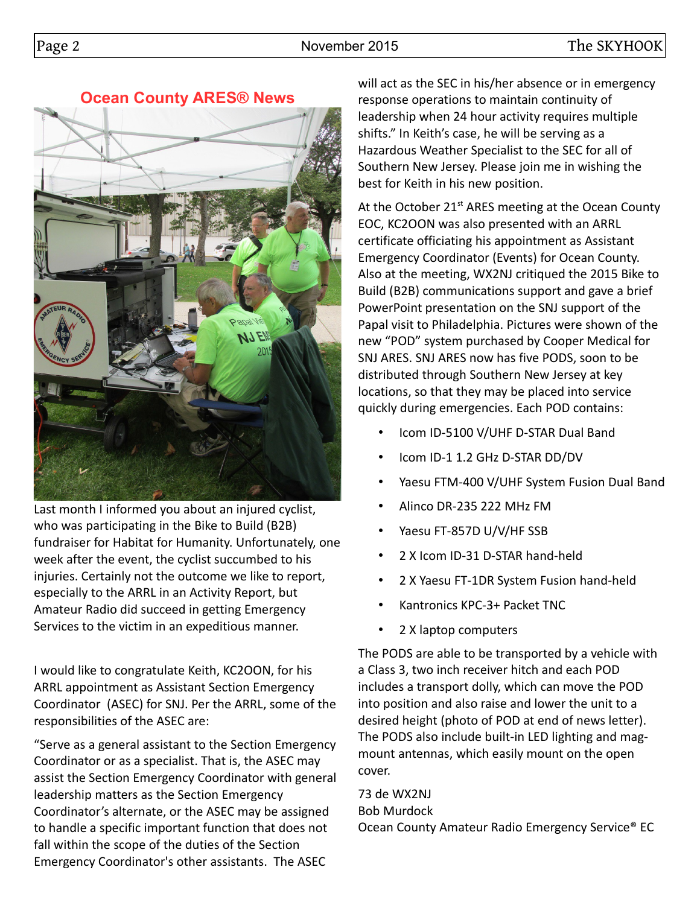## Ocean County ARES® News

Last month I informed you about an injured cyclist, who was participating in the Bike to Build (B2B) fundraiser for Habitat for Humanity. Unfortunately, one week after the event, the cyclist succumbed to his injuries. Certainly not the outcome we like to report, especially to the ARRL in an Activity Report, but Amateur Radio did succeed in getting Emergency Services to the victim in an expeditious manner.

I would like to congratulate Keith, KC2OON, for his ARRL appointment as Assistant Section Emergency Coordinator (ASEC) for SNJ. Per the ARRL, some of the responsibilities of the ASEC are:

"Serve as a general assistant to the Section Emergency Coordinator or as a specialist. That is, the ASEC may assist the Section Emergency Coordinator with general leadership matters as the Section Emergency Coordinator's alternate, or the ASEC may be assigned to handle a specific important function that does not fall within the scope of the duties of the Section Emergency Coordinator's other assistants. The ASEC will act as the SEC in his/her absence or in emergency response operations to maintain continuity of leadership when 24 hour activity requires multiple shifts." In Keith's case, he will be serving as a Hazardous Weather Specialist to the SEC for all of Southern New Jersey. Please join me in wishing the best for Keith in his new position.

At the October 21st ARES meeting at the Ocean County EOC, KC2OON was also presented with an ARRL certificate officiating his appointment as Assistant Emergency Coordinator (Events) for Ocean County. Also at the meeting, WX2NJ critiqued the 2015 Bike to Build (B2B) communications support and gave a brief PowerPoint presentation on the SNJ support of the Papal visit to Philadelphia. Pictures were shown of the new "POD" system purchased by Cooper Medical for SNJ ARES. SNJ ARES now has five PODS, soon to be distributed through Southern New Jersey at key locations, so that they may be placed into service quickly during emergencies. Each POD contains:

- Icom ID-5100 V/UHF D-STAR Dual Band
- Icom ID-1 1.2 GHz D-STAR DD/DV
- Yaesu FTM-400 V/UHF System Fusion Dual Band
- Alinco DR-235 222 MHz FM
- Yaesu FT-857D U/V/HF SSB
- 2 X Icom ID-31 D-STAR hand-held
- 2 X Yaesu FT-1DR System Fusion hand-held
- Kantronics KPC-3+ Packet TNC
- 2 X laptop computers

The PODS are able to be transported by a vehicle with a Class 3, two inch receiver hitch and each POD includes a transport dolly, which can move the POD into position and also raise and lower the unit to a desired height (photo of POD at end of news letter). The PODS also include built-in LED lighting and mag-mount antennas, which easily mount on the open cover.

73 de WX2NJ  
Bob Murdock  
Ocean County Amateur Radio Emergency Service® EC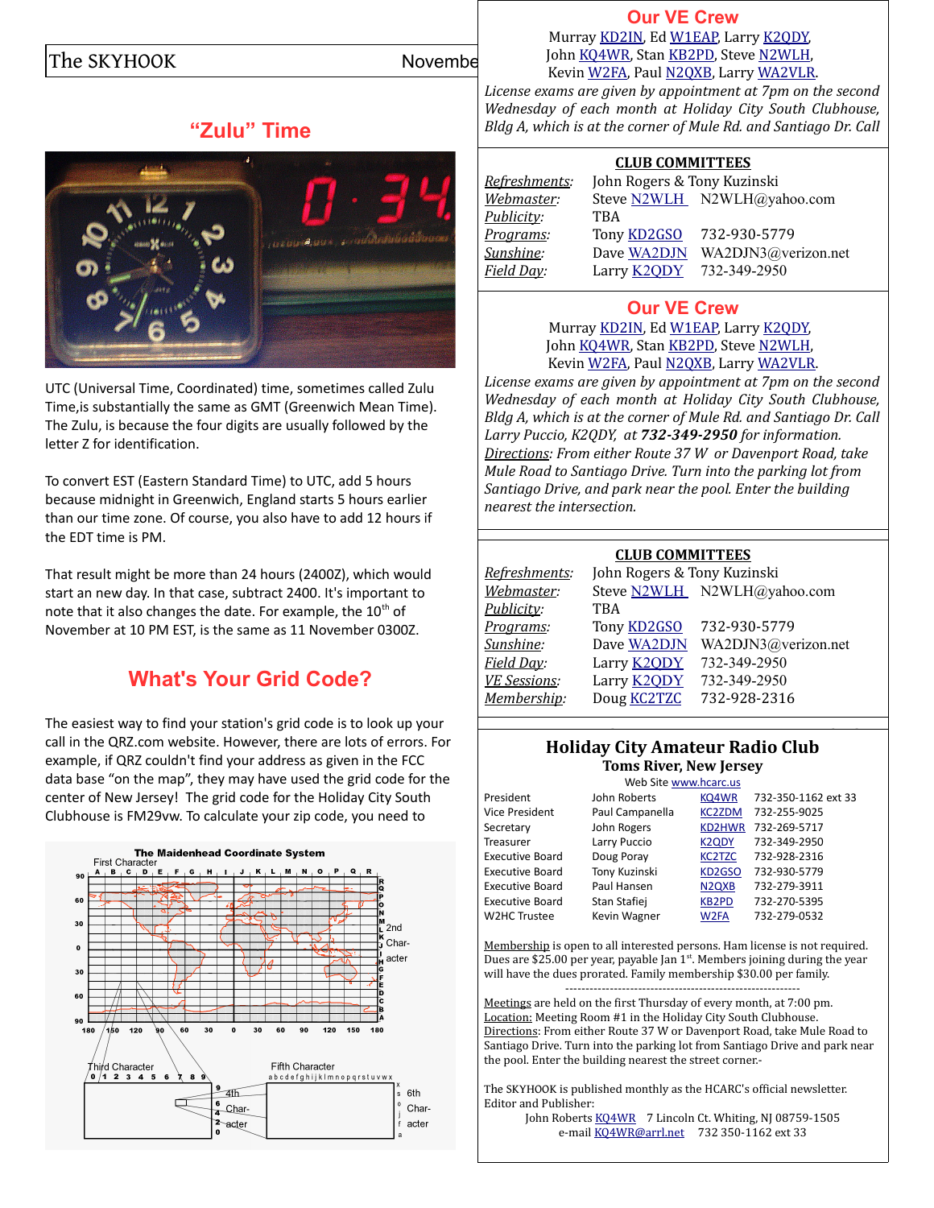## "Zulu" Time

UTC (Universal Time, Coordinated) time, sometimes called Zulu Time,is substantially the same as GMT (Greenwich Mean Time). The Zulu, is because the four digits are usually followed by the letter Z for identification.

To convert EST (Eastern Standard Time) to UTC, add 5 hours because midnight in Greenwich, England starts 5 hours earlier than our time zone. Of course, you also have to add 12 hours if the EDT time is PM.

That result might be more than 24 hours (2400Z), which would start an new day. In that case, subtract 2400. It's important to note that it also changes the date. For example, the 10th of November at 10 PM EST, is the same as 11 November 0300Z.

## What's Your Grid Code?

The easiest way to find your station's grid code is to look up your call in the QRZ.com website. However, there are lots of errors. For example, if QRZ couldn't find your address as given in the FCC data base "on the map", they may have used the grid code for the center of New Jersey! The grid code for the Holiday City South Clubhouse is FM29vw. To calculate your zip code, you need to

## Our VE Crew

Murray KD2IN, Ed W1EAP, Larry K2QDY, John KQ4WR, Stan KB2PD, Steve N2WLH, Kevin W2FA, Paul N2QXB, Larry WA2VLR.

*License exams are given by appointment at 7pm on the second Wednesday of each month at Holiday City South Clubhouse, Bldg A, which is at the corner of Mule Rd. and Santiago Dr. Call Larry Puccio, K2QDY, at **732-349-2950** for information.*

*Directions: From either Route 37 W or Davenport Road, take Mule Road to Santiago Drive. Turn into the parking lot from Santiago Drive, and park near the pool. Enter the building nearest the intersection.*

## CLUB COMMITTEES

| | | |
|---|---|---|
| *Refreshments:* | John Rogers & Tony Kuzinski | |
| *Webmaster:* | Steve N2WLH | N2WLH@yahoo.com |
| *Publicity:* | TBA | |
| *Programs:* | Tony KD2GSO | 732-930-5779 |
| *Sunshine:* | Dave WA2DJN | WA2DJN3@verizon.net |
| *Field Day:* | Larry K2QDY | 732-349-2950 |
| *VE Sessions:* | Larry K2QDY | 732-349-2950 |
| *Membership:* | Doug KC2TZC | 732-928-2316 |

## Holiday City Amateur Radio Club

### Toms River, New Jersey

Web Site www.hcarc.us

| | | | |
|---|---|---|---|
| President | John Roberts | KQ4WR | 732-350-1162 ext 33 |
| Vice President | Paul Campanella | KC2ZDM | 732-255-9025 |
| Secretary | John Rogers | KD2HWR | 732-269-5717 |
| Treasurer | Larry Puccio | K2QDY | 732-349-2950 |
| Executive Board | Doug Poray | KC2TZC | 732-928-2316 |
| Executive Board | Tony Kuzinski | KD2GSO | 732-930-5779 |
| Executive Board | Paul Hansen | N2QXB | 732-279-3911 |
| Executive Board | Stan Stafiej | KB2PD | 732-270-5395 |
| W2HC Trustee | Kevin Wagner | W2FA | 732-279-0532 |

Membership is open to all interested persons. Ham license is not required. Dues are $25.00 per year, payable Jan 1st. Members joining during the year will have the dues prorated. Family membership $30.00 per family.

---

Meetings are held on the first Thursday of every month, at 7:00 pm.
Location: Meeting Room #1 in the Holiday City South Clubhouse.
Directions: From either Route 37 W or Davenport Road, take Mule Road to Santiago Drive. Turn into the parking lot from Santiago Drive and park near the pool. Enter the building nearest the street corner.-

The SKYHOOK is published monthly as the HCARC's official newsletter.
Editor and Publisher:
John Roberts KQ4WR 7 Lincoln Ct. Whiting, NJ 08759-1505
e-mail KQ4WR@arrl.net 732 350-1162 ext 33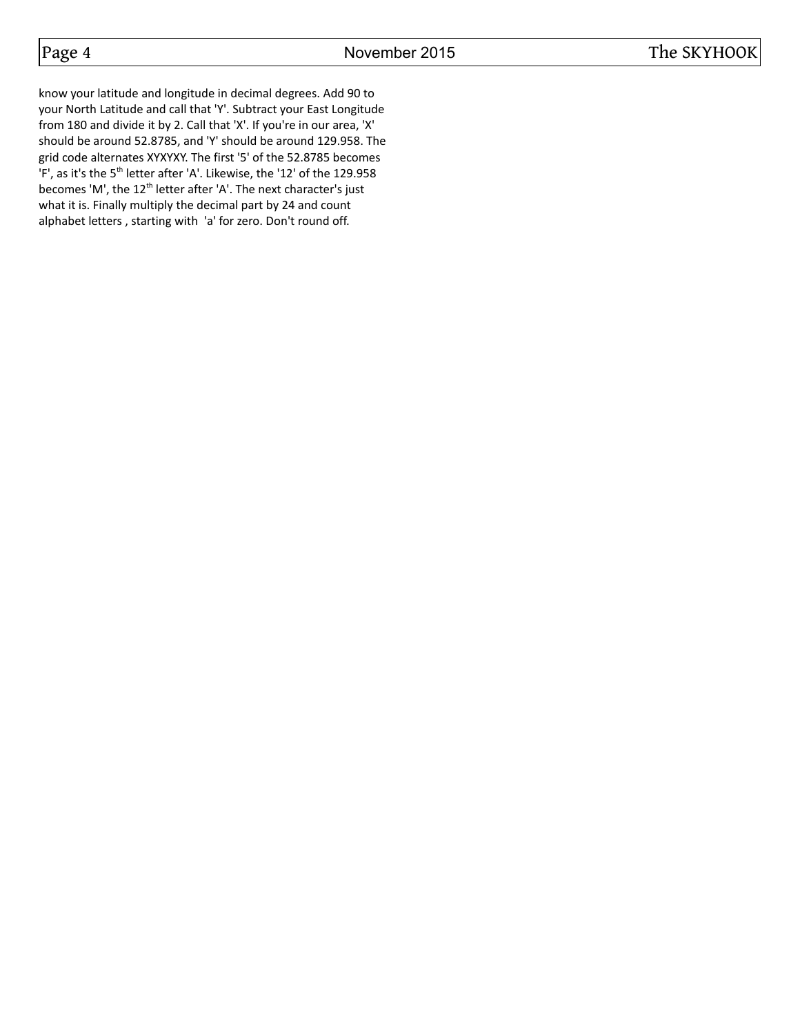know your latitude and longitude in decimal degrees. Add 90 to your North Latitude and call that 'Y'. Subtract your East Longitude from 180 and divide it by 2. Call that 'X'. If you're in our area, 'X' should be around 52.8785, and 'Y' should be around 129.958. The grid code alternates XYXYXY. The first '5' of the 52.8785 becomes 'F', as it's the 5th letter after 'A'. Likewise, the '12' of the 129.958 becomes 'M', the 12th letter after 'A'. The next character's just what it is. Finally multiply the decimal part by 24 and count alphabet letters , starting with 'a' for zero. Don't round off.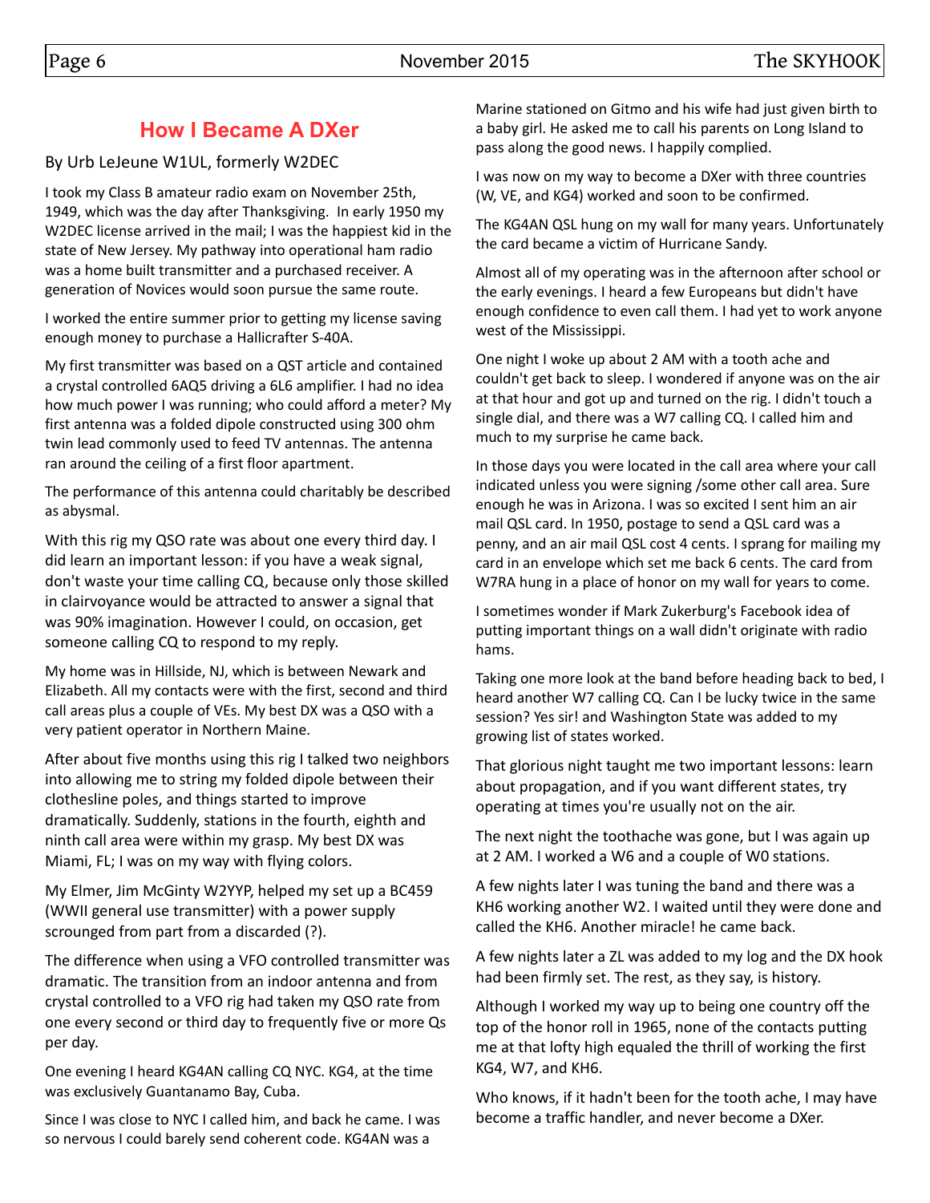## How I Became A DXer

By Urb LeJeune W1UL, formerly W2DEC

I took my Class B amateur radio exam on November 25th, 1949, which was the day after Thanksgiving. In early 1950 my W2DEC license arrived in the mail; I was the happiest kid in the state of New Jersey. My pathway into operational ham radio was a home built transmitter and a purchased receiver. A generation of Novices would soon pursue the same route.

I worked the entire summer prior to getting my license saving enough money to purchase a Hallicrafter S-40A.

My first transmitter was based on a QST article and contained a crystal controlled 6AQ5 driving a 6L6 amplifier. I had no idea how much power I was running; who could afford a meter? My first antenna was a folded dipole constructed using 300 ohm twin lead commonly used to feed TV antennas. The antenna ran around the ceiling of a first floor apartment.

The performance of this antenna could charitably be described as abysmal.

With this rig my QSO rate was about one every third day. I did learn an important lesson: if you have a weak signal, don't waste your time calling CQ, because only those skilled in clairvoyance would be attracted to answer a signal that was 90% imagination. However I could, on occasion, get someone calling CQ to respond to my reply.

My home was in Hillside, NJ, which is between Newark and Elizabeth. All my contacts were with the first, second and third call areas plus a couple of VEs. My best DX was a QSO with a very patient operator in Northern Maine.

After about five months using this rig I talked two neighbors into allowing me to string my folded dipole between their clothesline poles, and things started to improve dramatically. Suddenly, stations in the fourth, eighth and ninth call area were within my grasp. My best DX was Miami, FL; I was on my way with flying colors.

My Elmer, Jim McGinty W2YYP, helped my set up a BC459 (WWII general use transmitter) with a power supply scrounged from part from a discarded (?).

The difference when using a VFO controlled transmitter was dramatic. The transition from an indoor antenna and from crystal controlled to a VFO rig had taken my QSO rate from one every second or third day to frequently five or more Qs per day.

One evening I heard KG4AN calling CQ NYC. KG4, at the time was exclusively Guantanamo Bay, Cuba.

Since I was close to NYC I called him, and back he came. I was so nervous I could barely send coherent code. KG4AN was a Marine stationed on Gitmo and his wife had just given birth to a baby girl. He asked me to call his parents on Long Island to pass along the good news. I happily complied.

I was now on my way to become a DXer with three countries (W, VE, and KG4) worked and soon to be confirmed.

The KG4AN QSL hung on my wall for many years. Unfortunately the card became a victim of Hurricane Sandy.

Almost all of my operating was in the afternoon after school or the early evenings. I heard a few Europeans but didn't have enough confidence to even call them. I had yet to work anyone west of the Mississippi.

One night I woke up about 2 AM with a tooth ache and couldn't get back to sleep. I wondered if anyone was on the air at that hour and got up and turned on the rig. I didn't touch a single dial, and there was a W7 calling CQ. I called him and much to my surprise he came back.

In those days you were located in the call area where your call indicated unless you were signing /some other call area. Sure enough he was in Arizona. I was so excited I sent him an air mail QSL card. In 1950, postage to send a QSL card was a penny, and an air mail QSL cost 4 cents. I sprang for mailing my card in an envelope which set me back 6 cents. The card from W7RA hung in a place of honor on my wall for years to come.

I sometimes wonder if Mark Zukerburg's Facebook idea of putting important things on a wall didn't originate with radio hams.

Taking one more look at the band before heading back to bed, I heard another W7 calling CQ. Can I be lucky twice in the same session? Yes sir! and Washington State was added to my growing list of states worked.

That glorious night taught me two important lessons: learn about propagation, and if you want different states, try operating at times you're usually not on the air.

The next night the toothache was gone, but I was again up at 2 AM. I worked a W6 and a couple of W0 stations.

A few nights later I was tuning the band and there was a KH6 working another W2. I waited until they were done and called the KH6. Another miracle! he came back.

A few nights later a ZL was added to my log and the DX hook had been firmly set. The rest, as they say, is history.

Although I worked my way up to being one country off the top of the honor roll in 1965, none of the contacts putting me at that lofty high equaled the thrill of working the first KG4, W7, and KH6.

Who knows, if it hadn't been for the tooth ache, I may have become a traffic handler, and never become a DXer.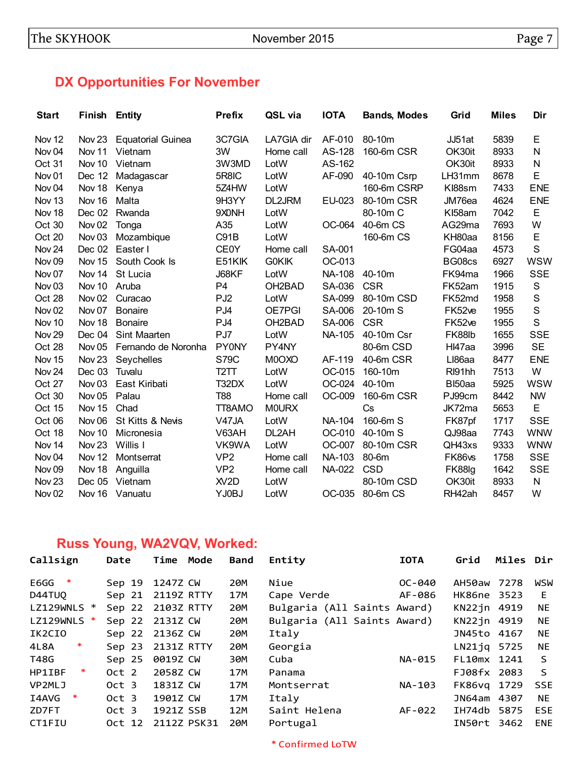## DX Opportunities For November

| Start | Finish | Entity | Prefix | QSL via | IOTA | Bands, Modes | Grid | Miles | Dir |
|---|---|---|---|---|---|---|---|---|---|
| Nov 12 | Nov 23 | Equatorial Guinea | 3C7GIA | LA7GIA dir | AF-010 | 80-10m | JJ51at | 5839 | E |
| Nov 04 | Nov 11 | Vietnam | 3W | Home call | AS-128 | 160-6m CSR | OK30it | 8933 | N |
| Oct 31 | Nov 10 | Vietnam | 3W3MD | LotW | AS-162 | | OK30it | 8933 | N |
| Nov 01 | Dec 12 | Madagascar | 5R8IC | LotW | AF-090 | 40-10m Csrp | LH31mm | 8678 | E |
| Nov 04 | Nov 18 | Kenya | 5Z4HW | LotW | | 160-6m CSRP | KI88sm | 7433 | ENE |
| Nov 13 | Nov 16 | Malta | 9H3YY | DL2JRM | EU-023 | 80-10m CSR | JM76ea | 4624 | ENE |
| Nov 18 | Dec 02 | Rwanda | 9X0NH | LotW | | 80-10m C | KI58am | 7042 | E |
| Oct 30 | Nov 02 | Tonga | A35 | LotW | OC-064 | 40-6m CS | AG29ma | 7693 | W |
| Oct 20 | Nov 03 | Mozambique | C91B | LotW | | 160-6m CS | KH80aa | 8156 | E |
| Nov 24 | Dec 02 | Easter I | CE0Y | Home call | SA-001 | | FG04aa | 4573 | S |
| Nov 09 | Nov 15 | South Cook Is | E51KIK | G0KIK | OC-013 | | BG08cs | 6927 | WSW |
| Nov 07 | Nov 14 | St Lucia | J68KF | LotW | NA-108 | 40-10m | FK94ma | 1966 | SSE |
| Nov 03 | Nov 10 | Aruba | P4 | OH2BAD | SA-036 | CSR | FK52am | 1915 | S |
| Oct 28 | Nov 02 | Curacao | PJ2 | LotW | SA-099 | 80-10m CSD | FK52md | 1958 | S |
| Nov 02 | Nov 07 | Bonaire | PJ4 | OE7PGI | SA-006 | 20-10m S | FK52ve | 1955 | S |
| Nov 10 | Nov 18 | Bonaire | PJ4 | OH2BAD | SA-006 | CSR | FK52ve | 1955 | S |
| Nov 29 | Dec 04 | Sint Maarten | PJ7 | LotW | NA-105 | 40-10m Csr | FK88lb | 1655 | SSE |
| Oct 28 | Nov 05 | Fernando de Noronha | PY0NY | PY4NY | | 80-6m CSD | HI47aa | 3996 | SE |
| Nov 15 | Nov 23 | Seychelles | S79C | M0OXO | AF-119 | 40-6m CSR | LI86aa | 8477 | ENE |
| Nov 24 | Dec 03 | Tuvalu | T2TT | LotW | OC-015 | 160-10m | RI91hh | 7513 | W |
| Oct 27 | Nov 03 | East Kiribati | T32DX | LotW | OC-024 | 40-10m | BI50aa | 5925 | WSW |
| Oct 30 | Nov 05 | Palau | T88 | Home call | OC-009 | 160-6m CSR | PJ99cm | 8442 | NW |
| Oct 15 | Nov 15 | Chad | TT8AMO | M0URX | | Cs | JK72ma | 5653 | E |
| Oct 06 | Nov 06 | St Kitts & Nevis | V47JA | LotW | NA-104 | 160-6m S | FK87pf | 1717 | SSE |
| Oct 18 | Nov 10 | Micronesia | V63AH | DL2AH | OC-010 | 40-10m S | QJ98aa | 7743 | WNW |
| Nov 14 | Nov 23 | Willis I | VK9WA | LotW | OC-007 | 80-10m CSR | QH43xs | 9333 | WNW |
| Nov 04 | Nov 12 | Montserrat | VP2 | Home call | NA-103 | 80-6m | FK86vs | 1758 | SSE |
| Nov 09 | Nov 18 | Anguilla | VP2 | Home call | NA-022 | CSD | FK88lg | 1642 | SSE |
| Nov 23 | Dec 05 | Vietnam | XV2D | LotW | | 80-10m CSD | OK30it | 8933 | N |
| Nov 02 | Nov 16 | Vanuatu | YJ0BJ | LotW | OC-035 | 80-6m CS | RH42ah | 8457 | W |

## Russ Young, WA2VQV, Worked:

| Callsign | Date | Time | Mode | Band | Entity | IOTA | Grid | Miles | Dir |
|---|---|---|---|---|---|---|---|---|---|
| E6GG * | Sep 19 | 1247Z | CW | 20M | Niue | OC-040 | AH50aw | 7278 | WSW |
| D44TUQ | Sep 21 | 2119Z | RTTY | 17M | Cape Verde | AF-086 | HK86ne | 3523 | E |
| LZ129WNLS * | Sep 22 | 2103Z | RTTY | 20M | Bulgaria (All Saints Award) | | KN22jn | 4919 | NE |
| LZ129WNLS * | Sep 22 | 2131Z | CW | 20M | Bulgaria (All Saints Award) | | KN22jn | 4919 | NE |
| IK2CIO | Sep 22 | 2136Z | CW | 20M | Italy | | JN45to | 4167 | NE |
| 4L8A * | Sep 23 | 2131Z | RTTY | 20M | Georgia | | LN21jq | 5725 | NE |
| T48G | Sep 25 | 0019Z | CW | 30M | Cuba | NA-015 | FL10mx | 1241 | S |
| HP1IBF * | Oct 2 | 2058Z | CW | 17M | Panama | | FJ08fx | 2083 | S |
| VP2MLJ | Oct 3 | 1831Z | CW | 17M | Montserrat | NA-103 | FK86vq | 1729 | SSE |
| I4AVG * | Oct 3 | 1901Z | CW | 17M | Italy | | JN64am | 4307 | NE |
| ZD7FT | Oct 3 | 1921Z | SSB | 12M | Saint Helena | AF-022 | IH74db | 5875 | ESE |
| CT1FIU | Oct 12 | 2112Z | PSK31 | 20M | Portugal | | IN50rt | 3462 | ENE |

\* Confirmed LoTW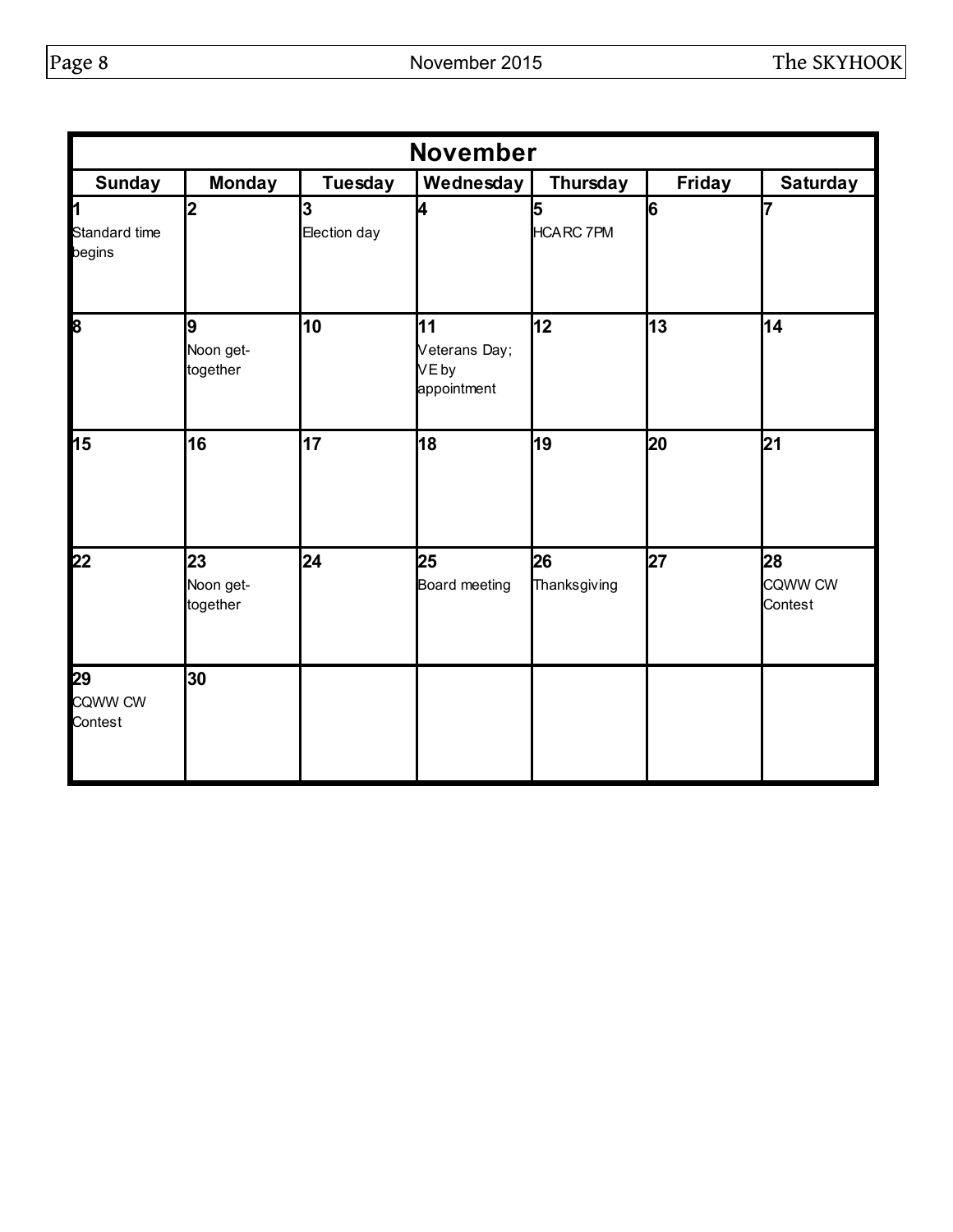| November | | | | | | |
|---|---|---|---|---|---|---|
| **Sunday** | **Monday** | **Tuesday** | **Wednesday** | **Thursday** | **Friday** | **Saturday** |
| **1** Standard time begins | **2** | **3** Election day | **4** | **5** HCARC 7PM | **6** | **7** |
| **8** | **9** Noon get-together | **10** | **11** Veterans Day; VE by appointment | **12** | **13** | **14** |
| **15** | **16** | **17** | **18** | **19** | **20** | **21** |
| **22** | **23** Noon get-together | **24** | **25** Board meeting | **26** Thanksgiving | **27** | **28** CQWW CW Contest |
| **29** CQWW CW Contest | **30** | | | | | |